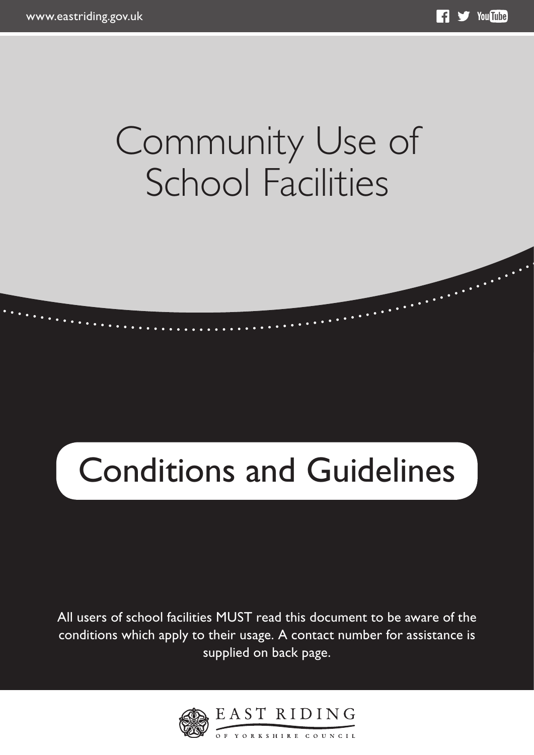www.eastriding.gov.uk

# Community Use of School Facilities

## Conditions and Guidelines

All users of school facilities MUST read this document to be aware of the conditions which apply to their usage. A contact number for assistance is supplied on back page.

EAST RIDING OF YORKSHIRE COUNCIL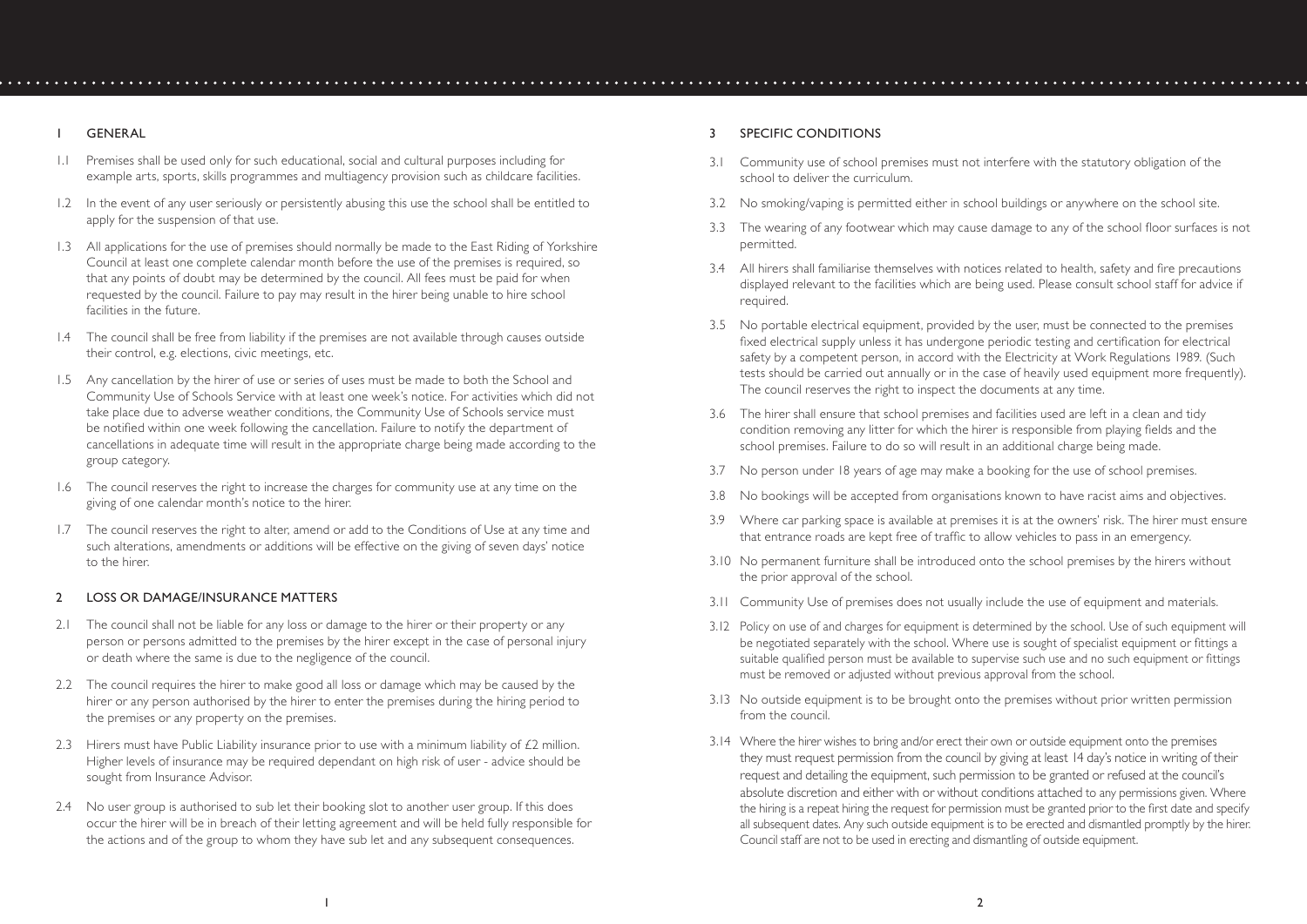## 1 GENERAL

1.1 Premises shall be used only for such educational, social and cultural purposes including for example arts, sports, skills programmes and multiagency provision such as childcare facilities.

1.2 In the event of any user seriously or persistently abusing this use the school shall be entitled to apply for the suspension of that use.

1.3 All applications for the use of premises should normally be made to the East Riding of Yorkshire Council at least one complete calendar month before the use of the premises is required, so that any points of doubt may be determined by the council. All fees must be paid for when requested by the council. Failure to pay may result in the hirer being unable to hire school facilities in the future.

1.4 The council shall be free from liability if the premises are not available through causes outside their control, e.g. elections, civic meetings, etc.

1.5 Any cancellation by the hirer of use or series of uses must be made to both the School and Community Use of Schools Service with at least one week's notice. For activities which did not take place due to adverse weather conditions, the Community Use of Schools service must be notified within one week following the cancellation. Failure to notify the department of cancellations in adequate time will result in the appropriate charge being made according to the group category.

1.6 The council reserves the right to increase the charges for community use at any time on the giving of one calendar month's notice to the hirer.

1.7 The council reserves the right to alter, amend or add to the Conditions of Use at any time and such alterations, amendments or additions will be effective on the giving of seven days' notice to the hirer.

## 2 LOSS OR DAMAGE/INSURANCE MATTERS

2.1 The council shall not be liable for any loss or damage to the hirer or their property or any person or persons admitted to the premises by the hirer except in the case of personal injury or death where the same is due to the negligence of the council.

2.2 The council requires the hirer to make good all loss or damage which may be caused by the hirer or any person authorised by the hirer to enter the premises during the hiring period to the premises or any property on the premises.

2.3 Hirers must have Public Liability insurance prior to use with a minimum liability of £2 million. Higher levels of insurance may be required dependant on high risk of user - advice should be sought from Insurance Advisor.

2.4 No user group is authorised to sub let their booking slot to another user group. If this does occur the hirer will be in breach of their letting agreement and will be held fully responsible for the actions and of the group to whom they have sub let and any subsequent consequences.

## 3 SPECIFIC CONDITIONS

3.1 Community use of school premises must not interfere with the statutory obligation of the school to deliver the curriculum.

3.2 No smoking/vaping is permitted either in school buildings or anywhere on the school site.

3.3 The wearing of any footwear which may cause damage to any of the school floor surfaces is not permitted.

3.4 All hirers shall familiarise themselves with notices related to health, safety and fire precautions displayed relevant to the facilities which are being used. Please consult school staff for advice if required.

3.5 No portable electrical equipment, provided by the user, must be connected to the premises fixed electrical supply unless it has undergone periodic testing and certification for electrical safety by a competent person, in accord with the Electricity at Work Regulations 1989. (Such tests should be carried out annually or in the case of heavily used equipment more frequently). The council reserves the right to inspect the documents at any time.

3.6 The hirer shall ensure that school premises and facilities used are left in a clean and tidy condition removing any litter for which the hirer is responsible from playing fields and the school premises. Failure to do so will result in an additional charge being made.

3.7 No person under 18 years of age may make a booking for the use of school premises.

3.8 No bookings will be accepted from organisations known to have racist aims and objectives.

3.9 Where car parking space is available at premises it is at the owners' risk. The hirer must ensure that entrance roads are kept free of traffic to allow vehicles to pass in an emergency.

3.10 No permanent furniture shall be introduced onto the school premises by the hirers without the prior approval of the school.

3.11 Community Use of premises does not usually include the use of equipment and materials.

3.12 Policy on use of and charges for equipment is determined by the school. Use of such equipment will be negotiated separately with the school. Where use is sought of specialist equipment or fittings a suitable qualified person must be available to supervise such use and no such equipment or fittings must be removed or adjusted without previous approval from the school.

3.13 No outside equipment is to be brought onto the premises without prior written permission from the council.

3.14 Where the hirer wishes to bring and/or erect their own or outside equipment onto the premises they must request permission from the council by giving at least 14 day's notice in writing of their request and detailing the equipment, such permission to be granted or refused at the council's absolute discretion and either with or without conditions attached to any permissions given. Where the hiring is a repeat hiring the request for permission must be granted prior to the first date and specify all subsequent dates. Any such outside equipment is to be erected and dismantled promptly by the hirer. Council staff are not to be used in erecting and dismantling of outside equipment.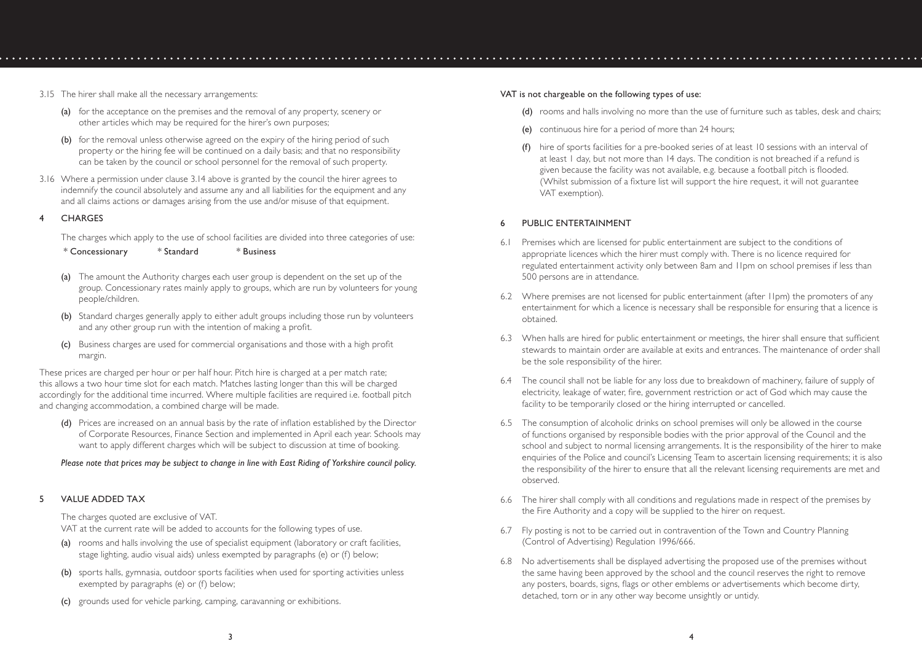3.15 The hirer shall make all the necessary arrangements:

**(a)** for the acceptance on the premises and the removal of any property, scenery or other articles which may be required for the hirer's own purposes;

**(b)** for the removal unless otherwise agreed on the expiry of the hiring period of such property or the hiring fee will be continued on a daily basis; and that no responsibility can be taken by the council or school personnel for the removal of such property.

3.16 Where a permission under clause 3.14 above is granted by the council the hirer agrees to indemnify the council absolutely and assume any and all liabilities for the equipment and any and all claims actions or damages arising from the use and/or misuse of that equipment.

## 4 CHARGES

The charges which apply to the use of school facilities are divided into three categories of use:

\* Concessionary    \* Standard    \* Business

**(a)** The amount the Authority charges each user group is dependent on the set up of the group. Concessionary rates mainly apply to groups, which are run by volunteers for young people/children.

**(b)** Standard charges generally apply to either adult groups including those run by volunteers and any other group run with the intention of making a profit.

**(c)** Business charges are used for commercial organisations and those with a high profit margin.

These prices are charged per hour or per half hour. Pitch hire is charged at a per match rate; this allows a two hour time slot for each match. Matches lasting longer than this will be charged accordingly for the additional time incurred. Where multiple facilities are required i.e. football pitch and changing accommodation, a combined charge will be made.

**(d)** Prices are increased on an annual basis by the rate of inflation established by the Director of Corporate Resources, Finance Section and implemented in April each year. Schools may want to apply different charges which will be subject to discussion at time of booking.

*Please note that prices may be subject to change in line with East Riding of Yorkshire council policy.*

## 5 VALUE ADDED TAX

The charges quoted are exclusive of VAT.
VAT at the current rate will be added to accounts for the following types of use.

**(a)** rooms and halls involving the use of specialist equipment (laboratory or craft facilities, stage lighting, audio visual aids) unless exempted by paragraphs (e) or (f) below;

**(b)** sports halls, gymnasia, outdoor sports facilities when used for sporting activities unless exempted by paragraphs (e) or (f) below;

**(c)** grounds used for vehicle parking, camping, caravanning or exhibitions.

VAT is not chargeable on the following types of use:

**(d)** rooms and halls involving no more than the use of furniture such as tables, desk and chairs;

**(e)** continuous hire for a period of more than 24 hours;

**(f)** hire of sports facilities for a pre-booked series of at least 10 sessions with an interval of at least 1 day, but not more than 14 days. The condition is not breached if a refund is given because the facility was not available, e.g. because a football pitch is flooded. (Whilst submission of a fixture list will support the hire request, it will not guarantee VAT exemption).

## 6 PUBLIC ENTERTAINMENT

6.1 Premises which are licensed for public entertainment are subject to the conditions of appropriate licences which the hirer must comply with. There is no licence required for regulated entertainment activity only between 8am and 11pm on school premises if less than 500 persons are in attendance.

6.2 Where premises are not licensed for public entertainment (after 11pm) the promoters of any entertainment for which a licence is necessary shall be responsible for ensuring that a licence is obtained.

6.3 When halls are hired for public entertainment or meetings, the hirer shall ensure that sufficient stewards to maintain order are available at exits and entrances. The maintenance of order shall be the sole responsibility of the hirer.

6.4 The council shall not be liable for any loss due to breakdown of machinery, failure of supply of electricity, leakage of water, fire, government restriction or act of God which may cause the facility to be temporarily closed or the hiring interrupted or cancelled.

6.5 The consumption of alcoholic drinks on school premises will only be allowed in the course of functions organised by responsible bodies with the prior approval of the Council and the school and subject to normal licensing arrangements. It is the responsibility of the hirer to make enquiries of the Police and council's Licensing Team to ascertain licensing requirements; it is also the responsibility of the hirer to ensure that all the relevant licensing requirements are met and observed.

6.6 The hirer shall comply with all conditions and regulations made in respect of the premises by the Fire Authority and a copy will be supplied to the hirer on request.

6.7 Fly posting is not to be carried out in contravention of the Town and Country Planning (Control of Advertising) Regulation 1996/666.

6.8 No advertisements shall be displayed advertising the proposed use of the premises without the same having been approved by the school and the council reserves the right to remove any posters, boards, signs, flags or other emblems or advertisements which become dirty, detached, torn or in any other way become unsightly or untidy.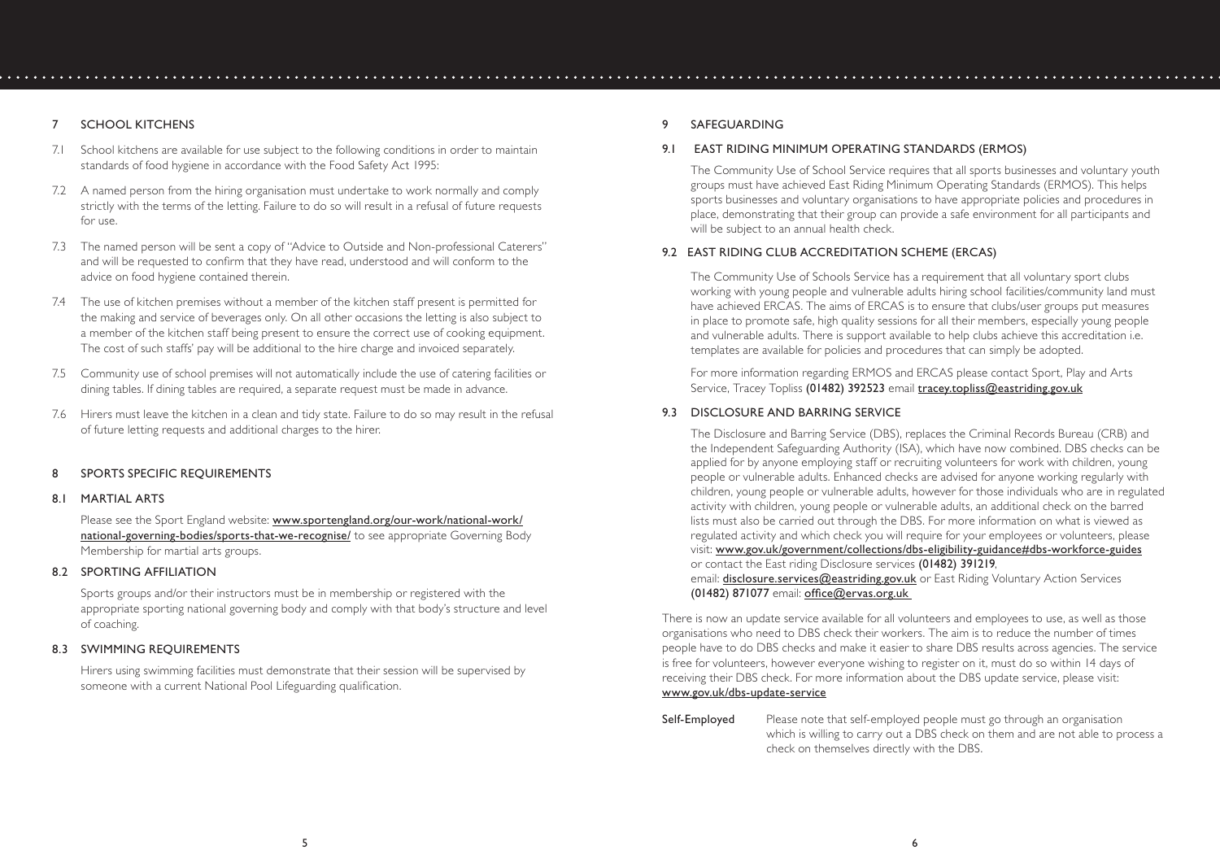## 7 SCHOOL KITCHENS

7.1 School kitchens are available for use subject to the following conditions in order to maintain standards of food hygiene in accordance with the Food Safety Act 1995:

7.2 A named person from the hiring organisation must undertake to work normally and comply strictly with the terms of the letting. Failure to do so will result in a refusal of future requests for use.

7.3 The named person will be sent a copy of "Advice to Outside and Non-professional Caterers" and will be requested to confirm that they have read, understood and will conform to the advice on food hygiene contained therein.

7.4 The use of kitchen premises without a member of the kitchen staff present is permitted for the making and service of beverages only. On all other occasions the letting is also subject to a member of the kitchen staff being present to ensure the correct use of cooking equipment. The cost of such staffs' pay will be additional to the hire charge and invoiced separately.

7.5 Community use of school premises will not automatically include the use of catering facilities or dining tables. If dining tables are required, a separate request must be made in advance.

7.6 Hirers must leave the kitchen in a clean and tidy state. Failure to do so may result in the refusal of future letting requests and additional charges to the hirer.

## 8 SPORTS SPECIFIC REQUIREMENTS

### 8.1 MARTIAL ARTS

Please see the Sport England website: www.sportengland.org/our-work/national-work/national-governing-bodies/sports-that-we-recognise/ to see appropriate Governing Body Membership for martial arts groups.

### 8.2 SPORTING AFFILIATION

Sports groups and/or their instructors must be in membership or registered with the appropriate sporting national governing body and comply with that body's structure and level of coaching.

### 8.3 SWIMMING REQUIREMENTS

Hirers using swimming facilities must demonstrate that their session will be supervised by someone with a current National Pool Lifeguarding qualification.

## 9 SAFEGUARDING

### 9.1 EAST RIDING MINIMUM OPERATING STANDARDS (ERMOS)

The Community Use of School Service requires that all sports businesses and voluntary youth groups must have achieved East Riding Minimum Operating Standards (ERMOS). This helps sports businesses and voluntary organisations to have appropriate policies and procedures in place, demonstrating that their group can provide a safe environment for all participants and will be subject to an annual health check.

### 9.2 EAST RIDING CLUB ACCREDITATION SCHEME (ERCAS)

The Community Use of Schools Service has a requirement that all voluntary sport clubs working with young people and vulnerable adults hiring school facilities/community land must have achieved ERCAS. The aims of ERCAS is to ensure that clubs/user groups put measures in place to promote safe, high quality sessions for all their members, especially young people and vulnerable adults. There is support available to help clubs achieve this accreditation i.e. templates are available for policies and procedures that can simply be adopted.

For more information regarding ERMOS and ERCAS please contact Sport, Play and Arts Service, Tracey Topliss **(01482) 392523** email tracey.topliss@eastriding.gov.uk

### 9.3 DISCLOSURE AND BARRING SERVICE

The Disclosure and Barring Service (DBS), replaces the Criminal Records Bureau (CRB) and the Independent Safeguarding Authority (ISA), which have now combined. DBS checks can be applied for by anyone employing staff or recruiting volunteers for work with children, young people or vulnerable adults. Enhanced checks are advised for anyone working regularly with children, young people or vulnerable adults, however for those individuals who are in regulated activity with children, young people or vulnerable adults, an additional check on the barred lists must also be carried out through the DBS. For more information on what is viewed as regulated activity and which check you will require for your employees or volunteers, please visit: www.gov.uk/government/collections/dbs-eligibility-guidance#dbs-workforce-guides or contact the East riding Disclosure services **(01482) 391219**, email: disclosure.services@eastriding.gov.uk or East Riding Voluntary Action Services **(01482) 871077** email: office@ervas.org.uk

There is now an update service available for all volunteers and employees to use, as well as those organisations who need to DBS check their workers. The aim is to reduce the number of times people have to do DBS checks and make it easier to share DBS results across agencies. The service is free for volunteers, however everyone wishing to register on it, must do so within 14 days of receiving their DBS check. For more information about the DBS update service, please visit: www.gov.uk/dbs-update-service

**Self-Employed** Please note that self-employed people must go through an organisation which is willing to carry out a DBS check on them and are not able to process a check on themselves directly with the DBS.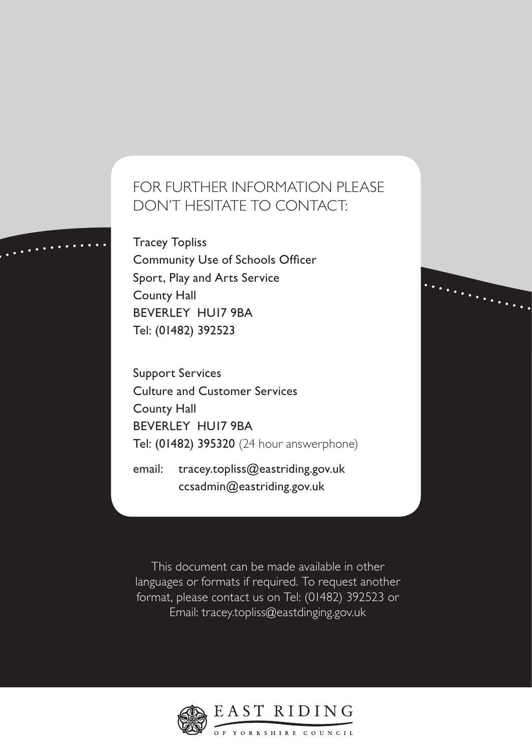## FOR FURTHER INFORMATION PLEASE DON'T HESITATE TO CONTACT:

Tracey Topliss
Community Use of Schools Officer
Sport, Play and Arts Service
County Hall
BEVERLEY HU17 9BA
Tel: (01482) 392523

Support Services
Culture and Customer Services
County Hall
BEVERLEY HU17 9BA
Tel: (01482) 395320 (24 hour answerphone)

email: tracey.topliss@eastriding.gov.uk
ccsadmin@eastriding.gov.uk

This document can be made available in other languages or formats if required. To request another format, please contact us on Tel: (01482) 392523 or Email: tracey.topliss@eastdinging.gov.uk

EAST RIDING
OF YORKSHIRE COUNCIL